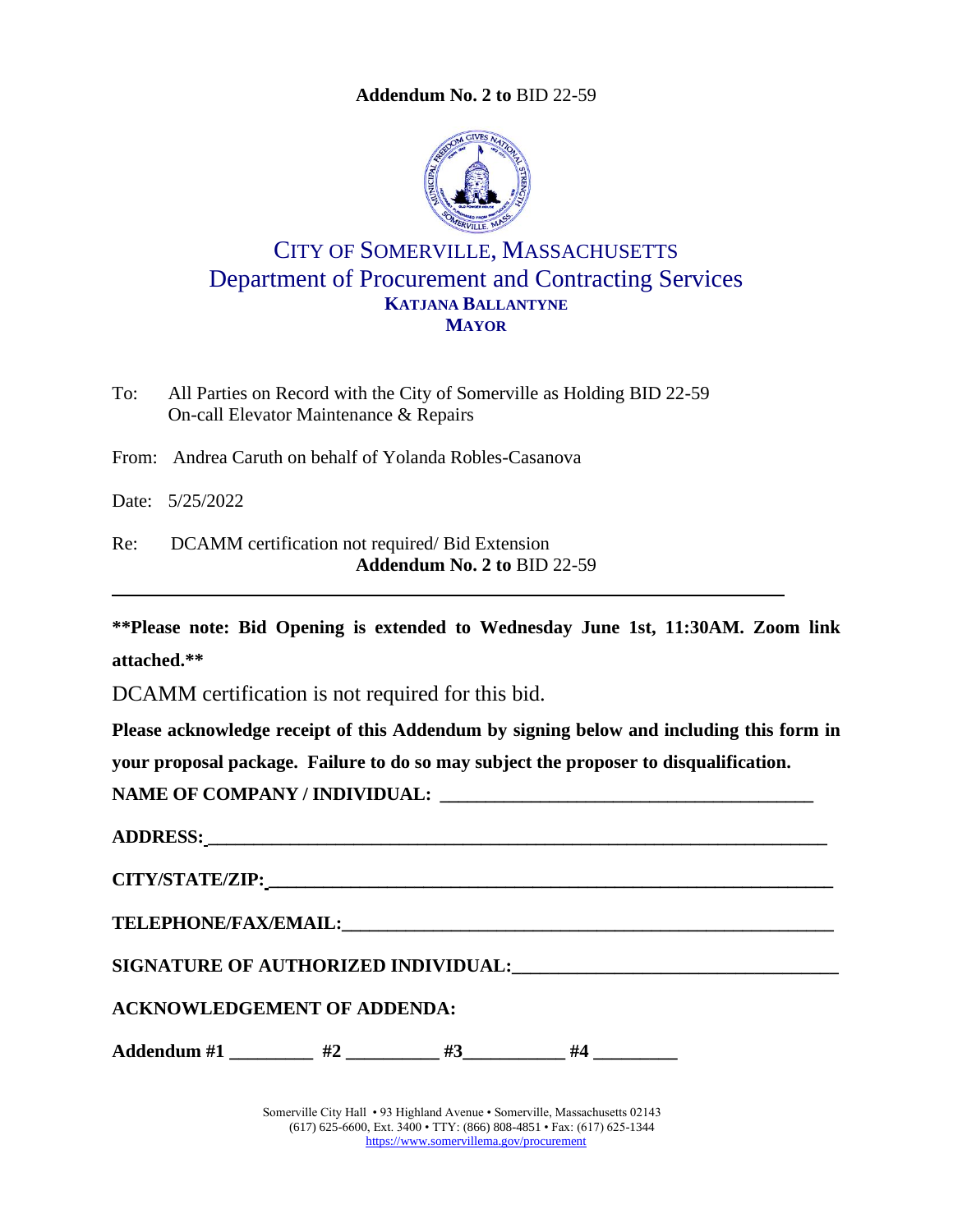**Addendum No. 2 to** BID 22-59

# CITY OF SOMERVILLE, MASSACHUSETTS

## Department of Procurement and Contracting Services

**KATJANA BALLANTYNE**
**MAYOR**

To: All Parties on Record with the City of Somerville as Holding BID 22-59 On-call Elevator Maintenance & Repairs

From: Andrea Caruth on behalf of Yolanda Robles-Casanova

Date: 5/25/2022

Re: DCAMM certification not required/ Bid Extension
**Addendum No. 2 to** BID 22-59

---

**\*\*Please note: Bid Opening is extended to Wednesday June 1st, 11:30AM. Zoom link attached.\*\***

DCAMM certification is not required for this bid.

**Please acknowledge receipt of this Addendum by signing below and including this form in your proposal package. Failure to do so may subject the proposer to disqualification.**

**NAME OF COMPANY / INDIVIDUAL:** ________________________________________

**ADDRESS:** ______________________________________________________________

**CITY/STATE/ZIP:** ________________________________________________________

**TELEPHONE/FAX/EMAIL:** __________________________________________________

**SIGNATURE OF AUTHORIZED INDIVIDUAL:** __________________________________

**ACKNOWLEDGEMENT OF ADDENDA:**

**Addendum #1** _________ **#2** __________ **#3**___________ **#4** _________

Somerville City Hall • 93 Highland Avenue • Somerville, Massachusetts 02143
(617) 625-6600, Ext. 3400 • TTY: (866) 808-4851 • Fax: (617) 625-1344
https://www.somervillema.gov/procurement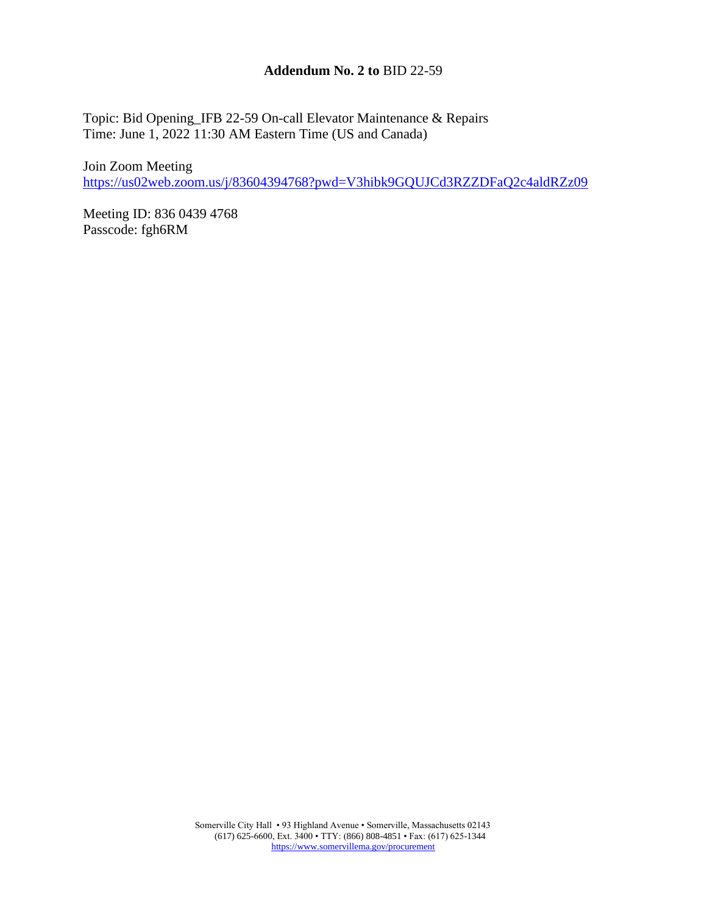**Addendum No. 2 to** BID 22-59

Topic: Bid Opening_IFB 22-59 On-call Elevator Maintenance & Repairs
Time: June 1, 2022 11:30 AM Eastern Time (US and Canada)

Join Zoom Meeting
https://us02web.zoom.us/j/83604394768?pwd=V3hibk9GQUJCd3RZZDFaQ2c4aldRZz09

Meeting ID: 836 0439 4768
Passcode: fgh6RM